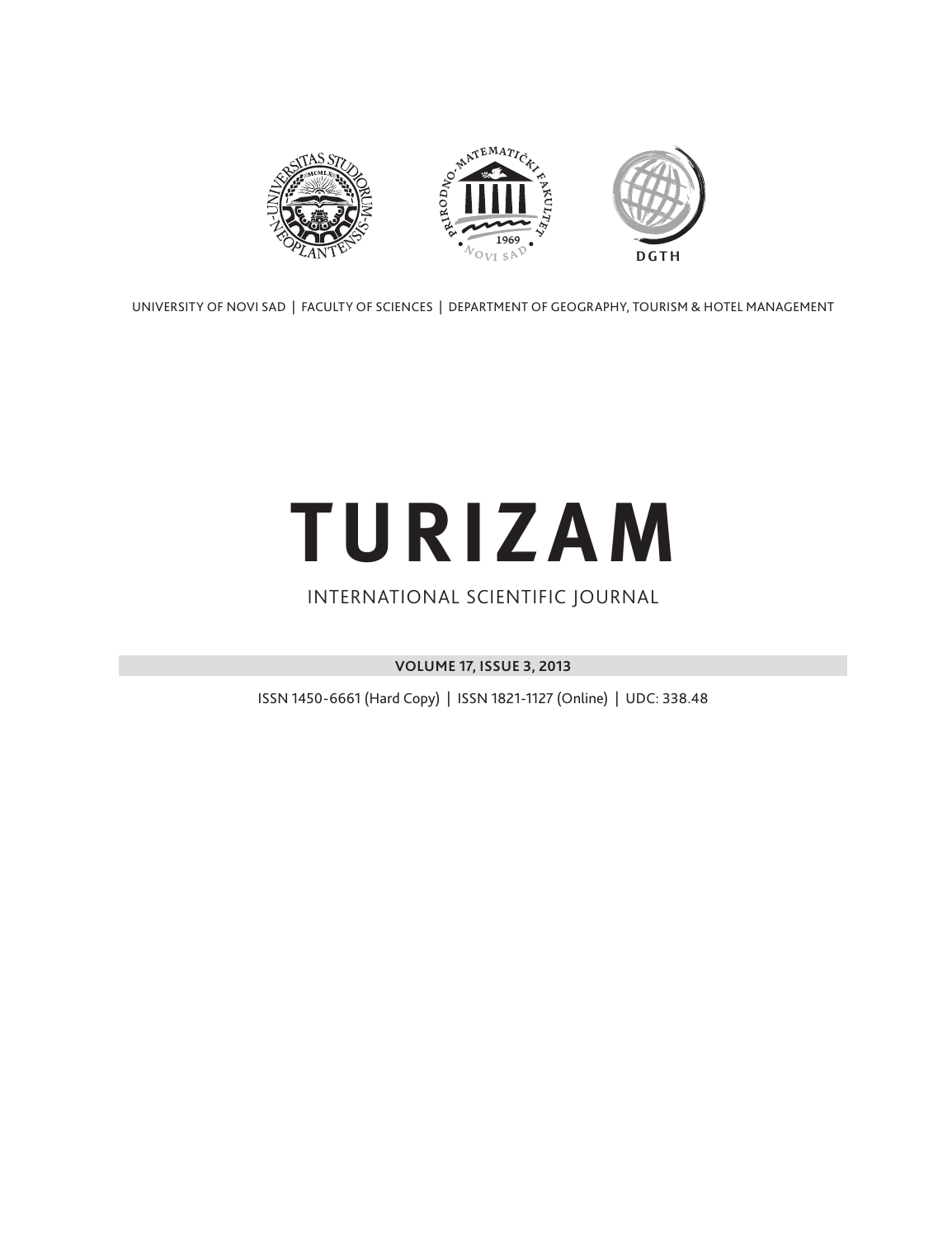UNIVERSITY OF NOVI SAD | FACULTY OF SCIENCES | DEPARTMENT OF GEOGRAPHY, TOURISM & HOTEL MANAGEMENT

# TURIZAM

INTERNATIONAL SCIENTIFIC JOURNAL

**VOLUME 17, ISSUE 3, 2013**

ISSN 1450-6661 (Hard Copy) | ISSN 1821-1127 (Online) | UDC: 338.48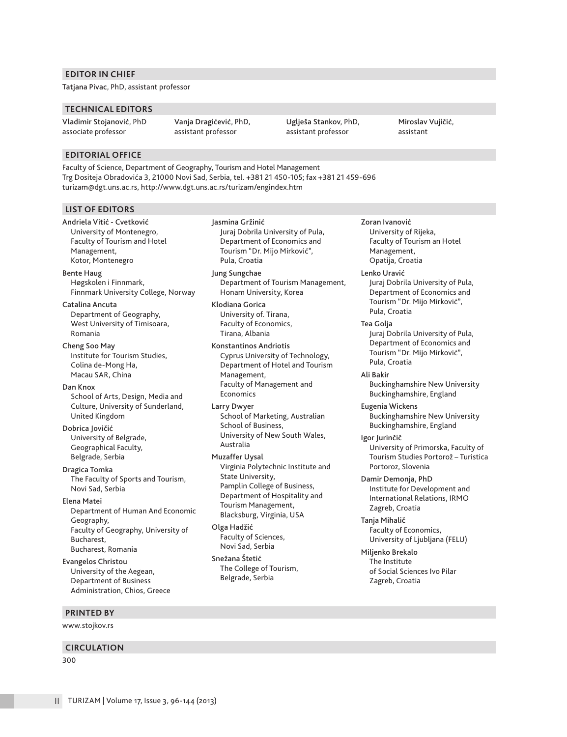## EDITOR IN CHIEF

**Tatjana Pivac**, PhD, assistant professor

## TECHNICAL EDITORS

**Vladimir Stojanović**, PhD associate professor

**Vanja Dragićević**, PhD, assistant professor

**Uglješa Stankov**, PhD, assistant professor

**Miroslav Vujičić**, assistant

## EDITORIAL OFFICE

Faculty of Science, Department of Geography, Tourism and Hotel Management
Trg Dositeja Obradovića 3, 21000 Novi Sad, Serbia, tel. +381 21 450-105; fax +381 21 459-696
turizam@dgt.uns.ac.rs, http://www.dgt.uns.ac.rs/turizam/engindex.htm

## LIST OF EDITORS

**Andriela Vitić - Cvetković**
University of Montenegro, Faculty of Tourism and Hotel Management, Kotor, Montenegro

**Bente Haug**
Høgskolen i Finnmark, Finnmark University College, Norway

**Catalina Ancuta**
Department of Geography, West University of Timisoara, Romania

**Cheng Soo May**
Institute for Tourism Studies, Colina de-Mong Ha, Macau SAR, China

**Dan Knox**
School of Arts, Design, Media and Culture, University of Sunderland, United Kingdom

**Dobrica Jovičić**
University of Belgrade, Geographical Faculty, Belgrade, Serbia

**Dragica Tomka**
The Faculty of Sports and Tourism, Novi Sad, Serbia

**Elena Matei**
Department of Human And Economic Geography, Faculty of Geography, University of Bucharest, Bucharest, Romania

**Evangelos Christou**
University of the Aegean, Department of Business Administration, Chios, Greece

**Jasmina Gržinić**
Juraj Dobrila University of Pula, Department of Economics and Tourism "Dr. Mijo Mirković", Pula, Croatia

**Jung Sungchae**
Department of Tourism Management, Honam University, Korea

**Klodiana Gorica**
University of. Tirana, Faculty of Economics, Tirana, Albania

**Konstantinos Andriotis**
Cyprus University of Technology, Department of Hotel and Tourism Management, Faculty of Management and Economics

**Larry Dwyer**
School of Marketing, Australian School of Business, University of New South Wales, Australia

**Muzaffer Uysal**
Virginia Polytechnic Institute and State University, Pamplin College of Business, Department of Hospitality and Tourism Management, Blacksburg, Virginia, USA

**Olga Hadžić**
Faculty of Sciences, Novi Sad, Serbia

**Snežana Štetić**
The College of Tourism, Belgrade, Serbia

**Zoran Ivanović**
University of Rijeka, Faculty of Tourism an Hotel Management, Opatija, Croatia

**Lenko Uravić**
Juraj Dobrila University of Pula, Department of Economics and Tourism "Dr. Mijo Mirković", Pula, Croatia

**Tea Golja**
Juraj Dobrila University of Pula, Department of Economics and Tourism "Dr. Mijo Mirković", Pula, Croatia

**Ali Bakir**
Buckinghamshire New University Buckinghamshire, England

**Eugenia Wickens**
Buckinghamshire New University Buckinghamshire, England

**Igor Jurinčič**
University of Primorska, Faculty of Tourism Studies Portorož – Turistica Portoroz, Slovenia

**Damir Demonja, PhD**
Institute for Development and International Relations, IRMO Zagreb, Croatia

**Tanja Mihalič**
Faculty of Economics, University of Ljubljana (FELU)

**Miljenko Brekalo**
The Institute of Social Sciences Ivo Pilar Zagreb, Croatia

## PRINTED BY

www.stojkov.rs

## CIRCULATION

300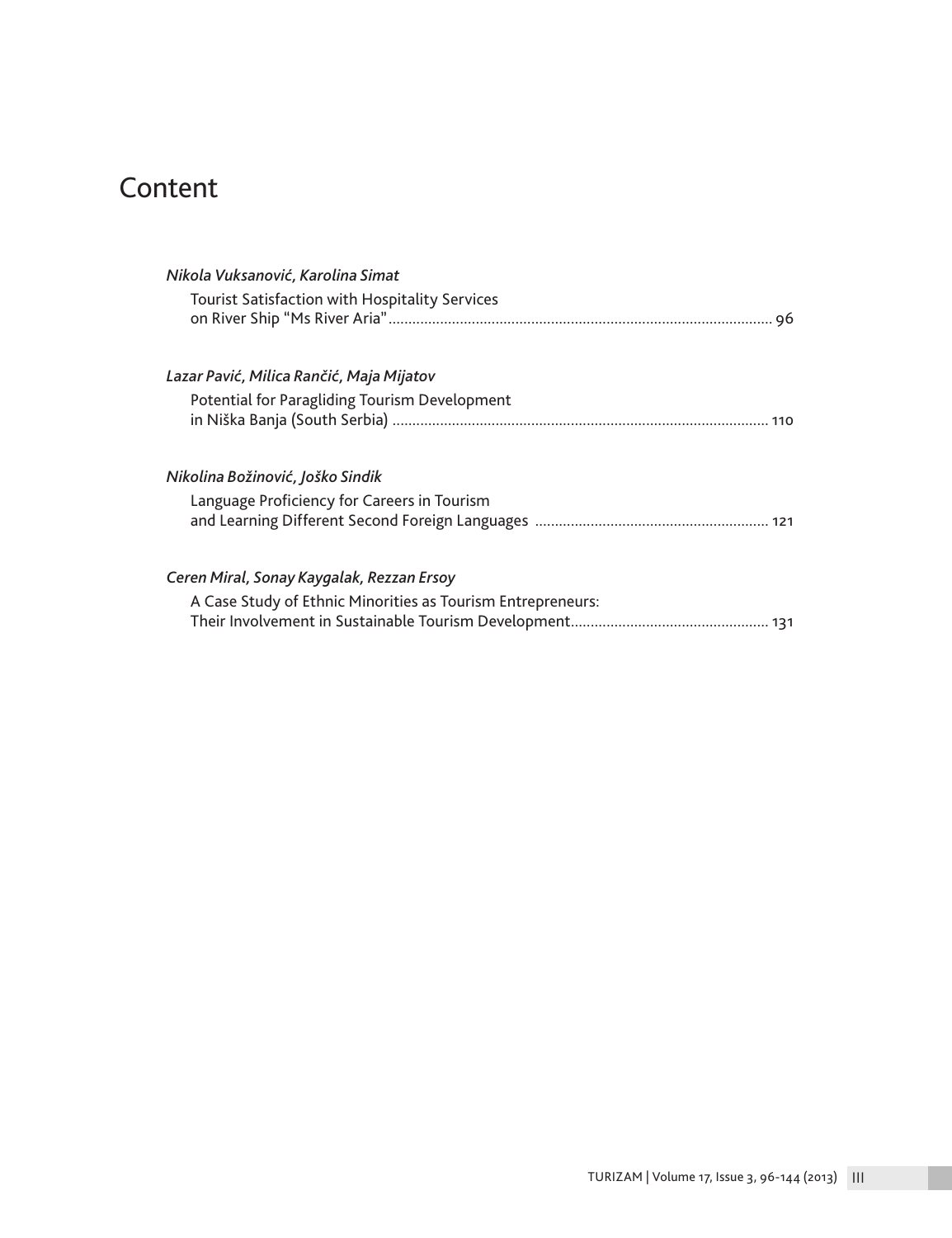# Content

*Nikola Vuksanović, Karolina Simat*

Tourist Satisfaction with Hospitality Services on River Ship "Ms River Aria"................................................................................................ 96

*Lazar Pavić, Milica Rančić, Maja Mijatov*

Potential for Paragliding Tourism Development in Niška Banja (South Serbia) ............................................................................................. 110

*Nikolina Božinović, Joško Sindik*

Language Proficiency for Careers in Tourism and Learning Different Second Foreign Languages ......................................................... 121

*Ceren Miral, Sonay Kaygalak, Rezzan Ersoy*

A Case Study of Ethnic Minorities as Tourism Entrepreneurs: Their Involvement in Sustainable Tourism Development................................................. 131